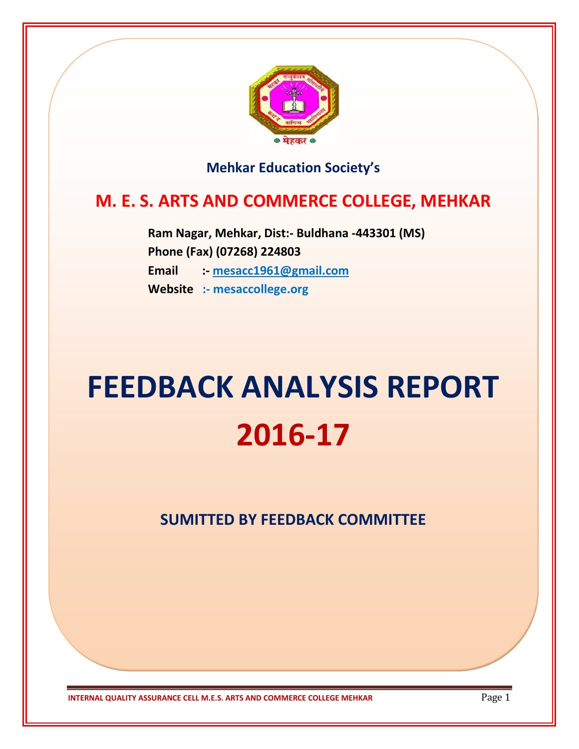**Mehkar Education Society's**

# M. E. S. ARTS AND COMMERCE COLLEGE, MEHKAR

**Ram Nagar, Mehkar, Dist:- Buldhana -443301 (MS)**
**Phone (Fax) (07268) 224803**
**Email :- mesacc1961@gmail.com**
**Website :- mesaccollege.org**

# FEEDBACK ANALYSIS REPORT

# 2016-17

## SUMITTED BY FEEDBACK COMMITTEE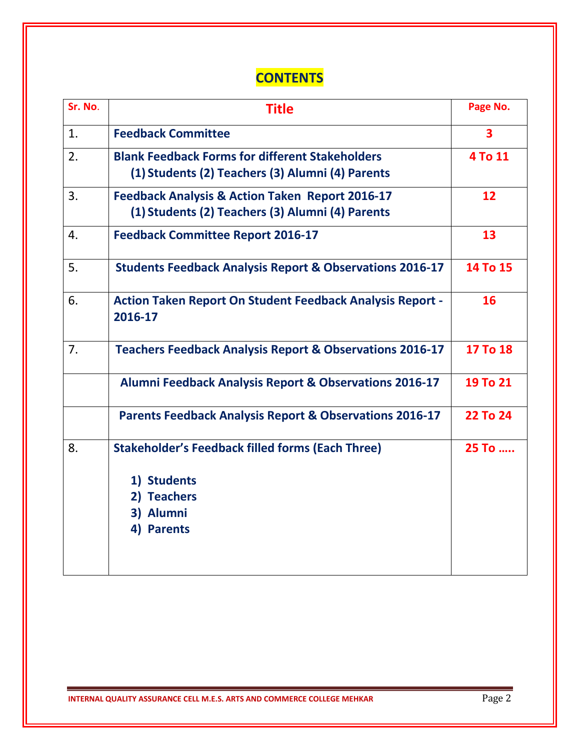# CONTENTS

| Sr. No. | Title | Page No. |
|---|---|---|
| 1. | **Feedback Committee** | 3 |
| 2. | **Blank Feedback Forms for different Stakeholders** (1) Students (2) Teachers (3) Alumni (4) Parents | 4 To 11 |
| 3. | **Feedback Analysis & Action Taken Report 2016-17** (1) Students (2) Teachers (3) Alumni (4) Parents | 12 |
| 4. | **Feedback Committee Report 2016-17** | 13 |
| 5. | **Students Feedback Analysis Report & Observations 2016-17** | 14 To 15 |
| 6. | **Action Taken Report On Student Feedback Analysis Report - 2016-17** | 16 |
| 7. | **Teachers Feedback Analysis Report & Observations 2016-17** | 17 To 18 |
| | **Alumni Feedback Analysis Report & Observations 2016-17** | 19 To 21 |
| | **Parents Feedback Analysis Report & Observations 2016-17** | 22 To 24 |
| 8. | **Stakeholder's Feedback filled forms (Each Three)** 1) Students 2) Teachers 3) Alumni 4) Parents | 25 To ..... |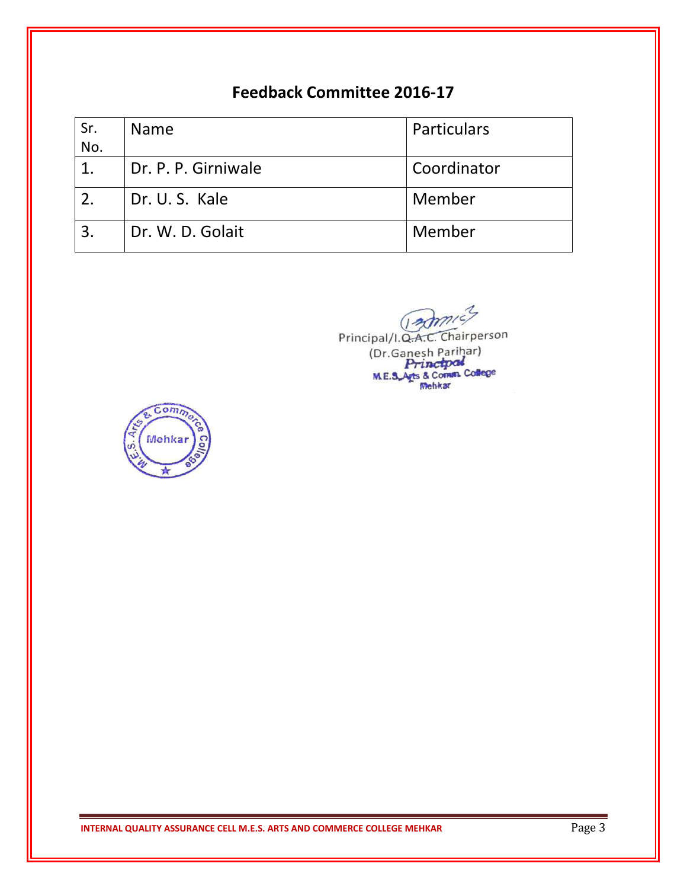## Feedback Committee 2016-17

| Sr. No. | Name | Particulars |
|---|---|---|
| 1. | Dr. P. P. Girniwale | Coordinator |
| 2. | Dr. U. S. Kale | Member |
| 3. | Dr. W. D. Golait | Member |

Principal/I.Q.A.C. Chairperson
(Dr.Ganesh Parihar)
Principal
M.E.S. Arts & Comm. College
Mehkar

M.E.S. Arts & Commerce College
Mehkar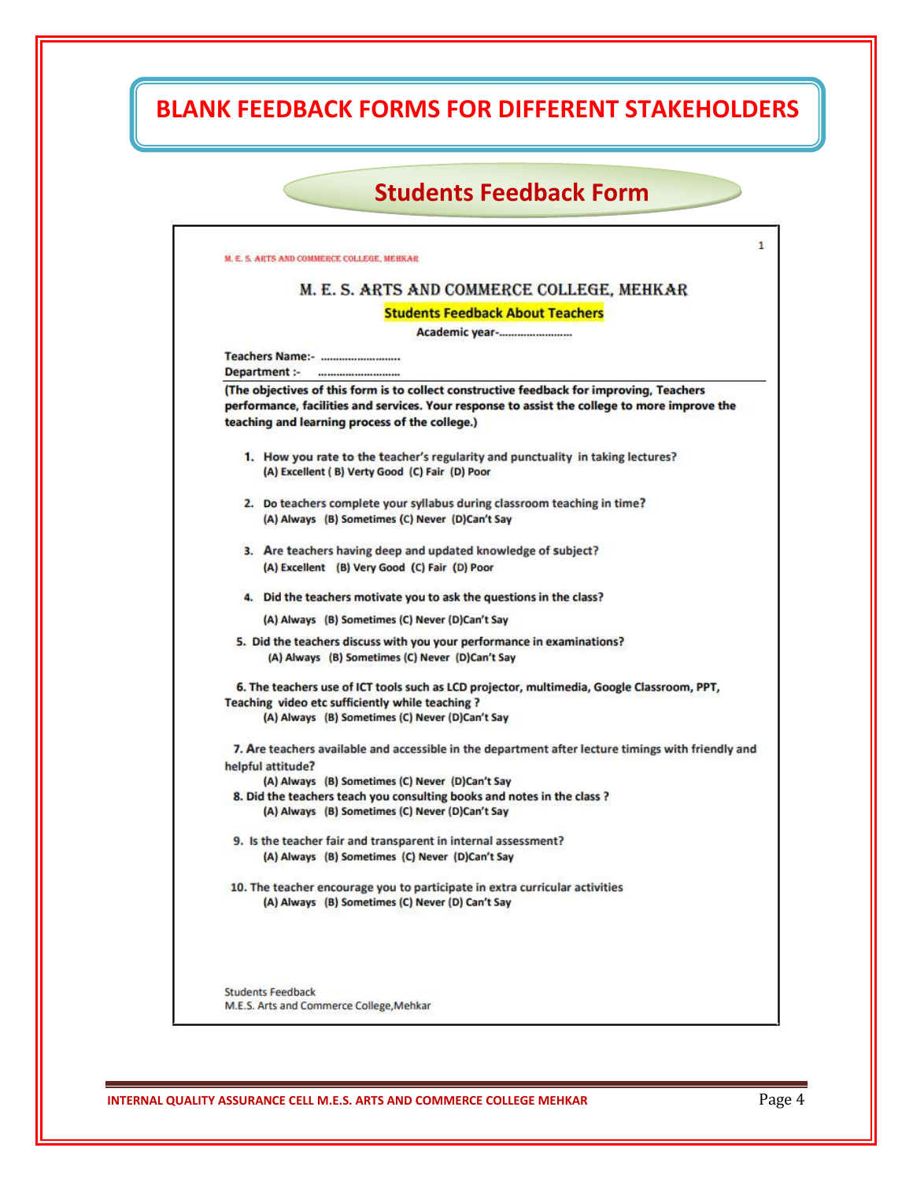# BLANK FEEDBACK FORMS FOR DIFFERENT STAKEHOLDERS

## Students Feedback Form

M. E. S. ARTS AND COMMERCE COLLEGE, MEHKAR

### M. E. S. ARTS AND COMMERCE COLLEGE, MEHKAR

**Students Feedback About Teachers**

**Academic year-......................**

**Teachers Name:- ........................**
**Department :- ........................**

**(The objectives of this form is to collect constructive feedback for improving, Teachers performance, facilities and services. Your response to assist the college to more improve the teaching and learning process of the college.)**

1. **How you rate to the teacher's regularity and punctuality in taking lectures?**
   (A) Excellent ( B) Verty Good (C) Fair (D) Poor

2. **Do teachers complete your syllabus during classroom teaching in time?**
   (A) Always (B) Sometimes (C) Never (D)Can't Say

3. **Are teachers having deep and updated knowledge of subject?**
   (A) Excellent (B) Very Good (C) Fair (D) Poor

4. **Did the teachers motivate you to ask the questions in the class?**
   (A) Always (B) Sometimes (C) Never (D)Can't Say

5. **Did the teachers discuss with you your performance in examinations?**
   (A) Always (B) Sometimes (C) Never (D)Can't Say

6. **The teachers use of ICT tools such as LCD projector, multimedia, Google Classroom, PPT, Teaching video etc sufficiently while teaching ?**
   (A) Always (B) Sometimes (C) Never (D)Can't Say

7. **Are teachers available and accessible in the department after lecture timings with friendly and helpful attitude?**
   (A) Always (B) Sometimes (C) Never (D)Can't Say

8. **Did the teachers teach you consulting books and notes in the class ?**
   (A) Always (B) Sometimes (C) Never (D)Can't Say

9. **Is the teacher fair and transparent in internal assessment?**
   (A) Always (B) Sometimes (C) Never (D)Can't Say

10. **The teacher encourage you to participate in extra curricular activities**
    (A) Always (B) Sometimes (C) Never (D) Can't Say

Students Feedback
M.E.S. Arts and Commerce College,Mehkar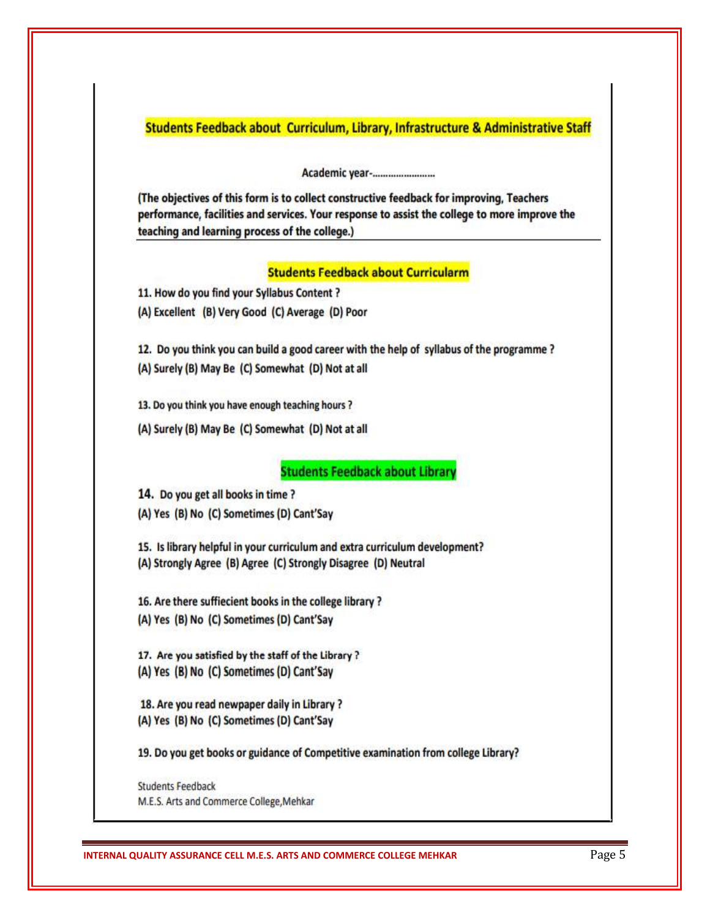## Students Feedback about Curriculum, Library, Infrastructure & Administrative Staff

Academic year-......................

**(The objectives of this form is to collect constructive feedback for improving, Teachers performance, facilities and services. Your response to assist the college to more improve the teaching and learning process of the college.)**

### Students Feedback about Curricularm

11. How do you find your Syllabus Content ?
(A) Excellent (B) Very Good (C) Average (D) Poor

12. Do you think you can build a good career with the help of syllabus of the programme ?
(A) Surely (B) May Be (C) Somewhat (D) Not at all

13. Do you think you have enough teaching hours ?
(A) Surely (B) May Be (C) Somewhat (D) Not at all

### Students Feedback about Library

14. Do you get all books in time ?
(A) Yes (B) No (C) Sometimes (D) Cant'Say

15. Is library helpful in your curriculum and extra curriculum development?
(A) Strongly Agree (B) Agree (C) Strongly Disagree (D) Neutral

16. Are there suffiecient books in the college library ?
(A) Yes (B) No (C) Sometimes (D) Cant'Say

17. Are you satisfied by the staff of the Library ?
(A) Yes (B) No (C) Sometimes (D) Cant'Say

18. Are you read newpaper daily in Library ?
(A) Yes (B) No (C) Sometimes (D) Cant'Say

19. Do you get books or guidance of Competitive examination from college Library?

Students Feedback
M.E.S. Arts and Commerce College,Mehkar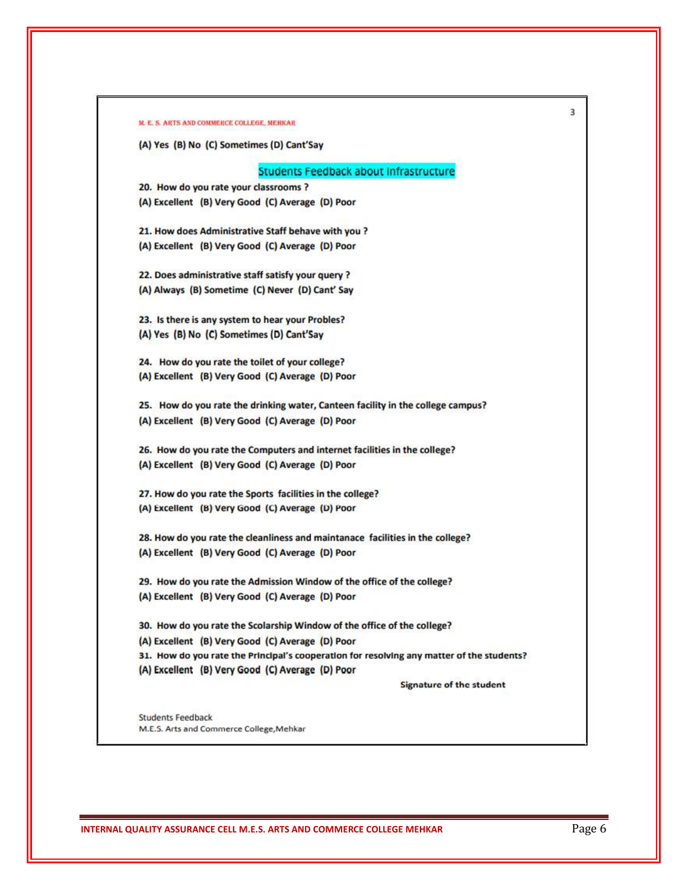(A) Yes (B) No (C) Sometimes (D) Cant'Say

## Students Feedback about Infrastructure

**20. How do you rate your classrooms ?**
**(A) Excellent (B) Very Good (C) Average (D) Poor**

**21. How does Administrative Staff behave with you ?**
**(A) Excellent (B) Very Good (C) Average (D) Poor**

**22. Does administrative staff satisfy your query ?**
**(A) Always (B) Sometime (C) Never (D) Cant' Say**

**23. Is there is any system to hear your Probles?**
**(A) Yes (B) No (C) Sometimes (D) Cant'Say**

**24. How do you rate the toilet of your college?**
**(A) Excellent (B) Very Good (C) Average (D) Poor**

**25. How do you rate the drinking water, Canteen facility in the college campus?**
**(A) Excellent (B) Very Good (C) Average (D) Poor**

**26. How do you rate the Computers and internet facilities in the college?**
**(A) Excellent (B) Very Good (C) Average (D) Poor**

**27. How do you rate the Sports facilities in the college?**
**(A) Excellent (B) Very Good (C) Average (D) Poor**

**28. How do you rate the cleanliness and maintanace facilities in the college?**
**(A) Excellent (B) Very Good (C) Average (D) Poor**

**29. How do you rate the Admission Window of the office of the college?**
**(A) Excellent (B) Very Good (C) Average (D) Poor**

**30. How do you rate the Scolarship Window of the office of the college?**
**(A) Excellent (B) Very Good (C) Average (D) Poor**
**31. How do you rate the Principal's cooperation for resolving any matter of the students?**
**(A) Excellent (B) Very Good (C) Average (D) Poor**

**Signature of the student**

Students Feedback
M.E.S. Arts and Commerce College,Mehkar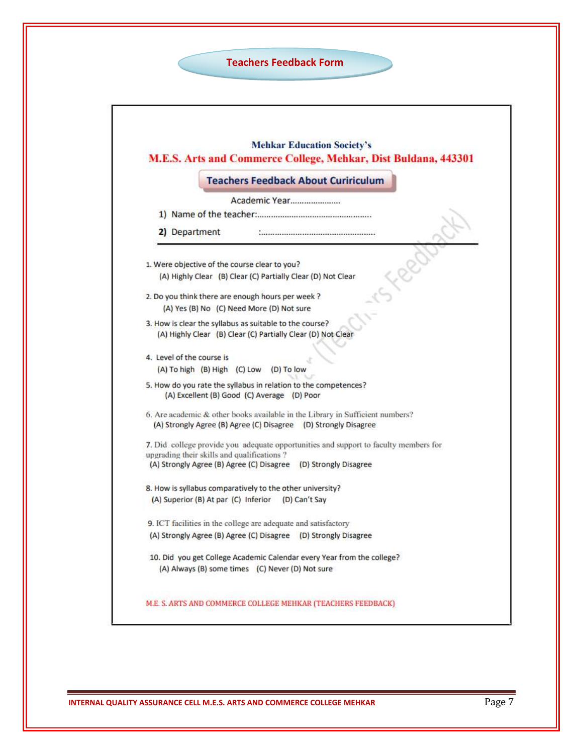# Teachers Feedback Form

Mehkar Education Society's

## M.E.S. Arts and Commerce College, Mehkar, Dist Buldana, 443301

### Teachers Feedback About Cuririculum

Academic Year.....................

1) Name of the teacher:................................................

2) Department :................................................

1. Were objective of the course clear to you?
   (A) Highly Clear (B) Clear (C) Partially Clear (D) Not Clear

2. Do you think there are enough hours per week ?
   (A) Yes (B) No (C) Need More (D) Not sure

3. How is clear the syllabus as suitable to the course?
   (A) Highly Clear (B) Clear (C) Partially Clear (D) Not Clear

4. Level of the course is
   (A) To high (B) High (C) Low (D) To low

5. How do you rate the syllabus in relation to the competences?
   (A) Excellent (B) Good (C) Average (D) Poor

6. Are academic & other books available in the Library in Sufficient numbers?
   (A) Strongly Agree (B) Agree (C) Disagree (D) Strongly Disagree

7. Did college provide you adequate opportunities and support to faculty members for upgrading their skills and qualifications ?
   (A) Strongly Agree (B) Agree (C) Disagree (D) Strongly Disagree

8. How is syllabus comparatively to the other university?
   (A) Superior (B) At par (C) Inferior (D) Can't Say

9. ICT facilities in the college are adequate and satisfactory
   (A) Strongly Agree (B) Agree (C) Disagree (D) Strongly Disagree

10. Did you get College Academic Calendar every Year from the college?
    (A) Always (B) some times (C) Never (D) Not sure

M.E. S. ARTS AND COMMERCE COLLEGE MEHKAR (TEACHERS FEEDBACK)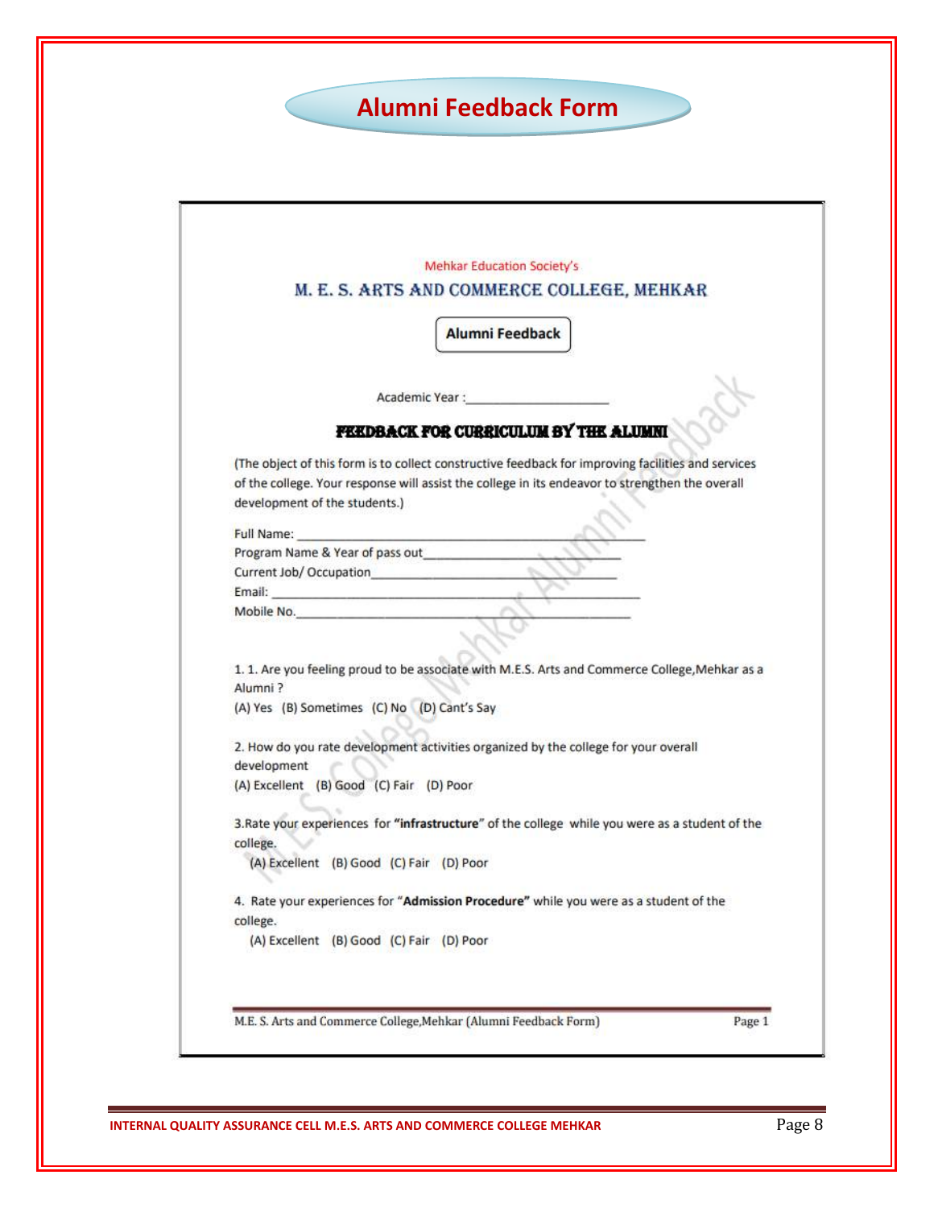# Alumni Feedback Form

Mehkar Education Society's

## M. E. S. ARTS AND COMMERCE COLLEGE, MEHKAR

**Alumni Feedback**

Academic Year :____________________

### FEEDBACK FOR CURRICULUM BY THE ALUMNI

(The object of this form is to collect constructive feedback for improving facilities and services of the college. Your response will assist the college in its endeavor to strengthen the overall development of the students.)

Full Name: ________________________________________________

Program Name & Year of pass out______________________________

Current Job/ Occupation_____________________________________

Email: ____________________________________________________

Mobile No.________________________________________________

1. 1. Are you feeling proud to be associate with M.E.S. Arts and Commerce College,Mehkar as a Alumni ?
(A) Yes (B) Sometimes (C) No (D) Cant's Say

2. How do you rate development activities organized by the college for your overall development
(A) Excellent (B) Good (C) Fair (D) Poor

3.Rate your experiences for **"infrastructure"** of the college while you were as a student of the college.
(A) Excellent (B) Good (C) Fair (D) Poor

4. Rate your experiences for **"Admission Procedure"** while you were as a student of the college.
(A) Excellent (B) Good (C) Fair (D) Poor

M.E. S. Arts and Commerce College,Mehkar (Alumni Feedback Form) Page 1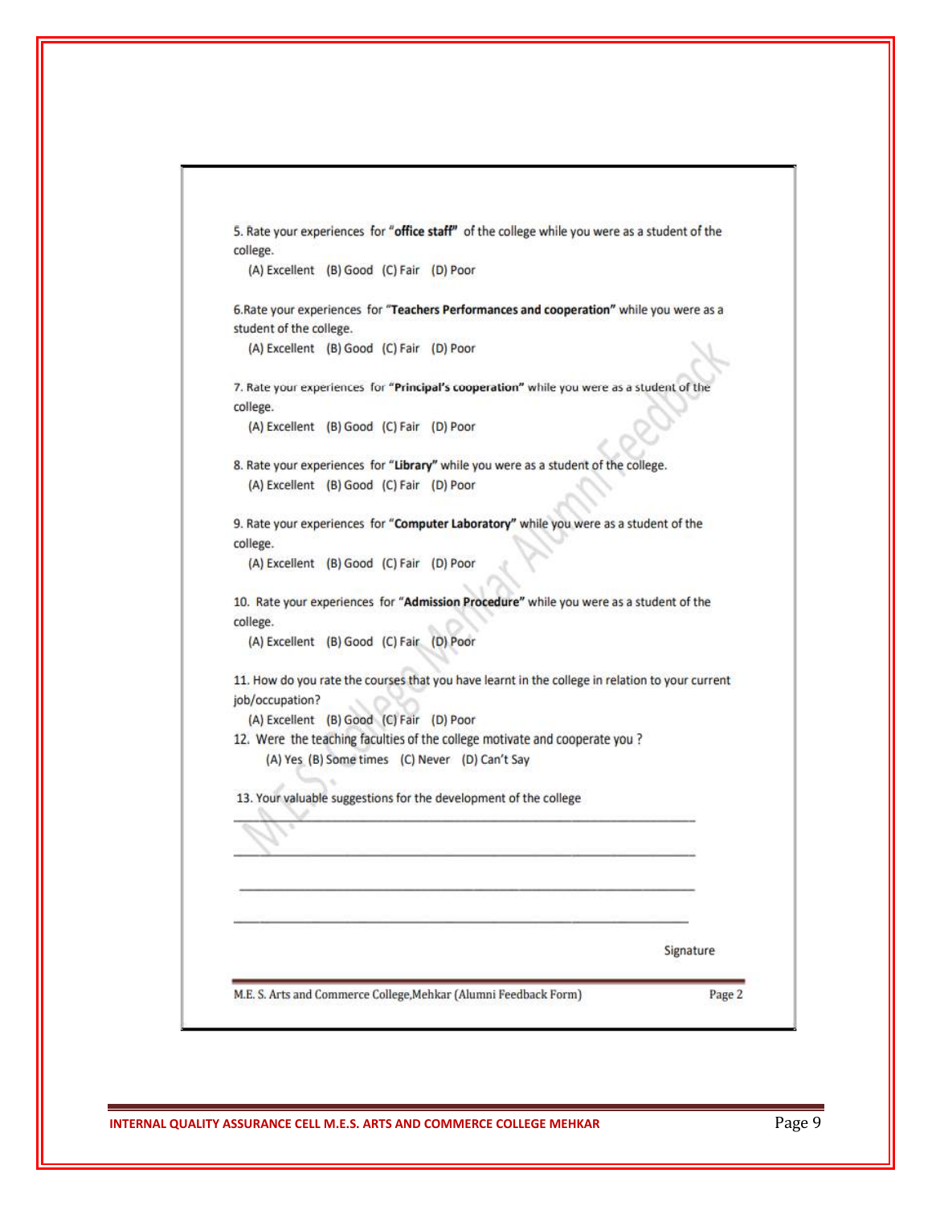5. Rate your experiences for "**office staff**" of the college while you were as a student of the college.

(A) Excellent (B) Good (C) Fair (D) Poor

6.Rate your experiences for "**Teachers Performances and cooperation**" while you were as a student of the college.

(A) Excellent (B) Good (C) Fair (D) Poor

7. Rate your experiences for "**Principal's cooperation**" while you were as a student of the college.

(A) Excellent (B) Good (C) Fair (D) Poor

8. Rate your experiences for "**Library**" while you were as a student of the college.

(A) Excellent (B) Good (C) Fair (D) Poor

9. Rate your experiences for "**Computer Laboratory**" while you were as a student of the college.

(A) Excellent (B) Good (C) Fair (D) Poor

10. Rate your experiences for "**Admission Procedure**" while you were as a student of the college.

(A) Excellent (B) Good (C) Fair (D) Poor

11. How do you rate the courses that you have learnt in the college in relation to your current job/occupation?

(A) Excellent (B) Good (C) Fair (D) Poor

12. Were the teaching faculties of the college motivate and cooperate you ?

(A) Yes (B) Some times (C) Never (D) Can't Say

13. Your valuable suggestions for the development of the college

\_\_\_\_\_\_\_\_\_\_\_\_\_\_\_\_\_\_\_\_\_\_\_\_\_\_\_\_\_\_\_\_\_\_\_\_\_\_\_\_\_\_\_\_\_\_\_\_\_\_\_\_\_\_\_\_\_\_

\_\_\_\_\_\_\_\_\_\_\_\_\_\_\_\_\_\_\_\_\_\_\_\_\_\_\_\_\_\_\_\_\_\_\_\_\_\_\_\_\_\_\_\_\_\_\_\_\_\_\_\_\_\_\_\_\_\_

\_\_\_\_\_\_\_\_\_\_\_\_\_\_\_\_\_\_\_\_\_\_\_\_\_\_\_\_\_\_\_\_\_\_\_\_\_\_\_\_\_\_\_\_\_\_\_\_\_\_\_\_\_\_\_\_\_\_

\_\_\_\_\_\_\_\_\_\_\_\_\_\_\_\_\_\_\_\_\_\_\_\_\_\_\_\_\_\_\_\_\_\_\_\_\_\_\_\_\_\_\_\_\_\_\_\_\_\_\_\_\_\_\_\_\_\_

Signature

M.E. S. Arts and Commerce College,Mehkar (Alumni Feedback Form) Page 2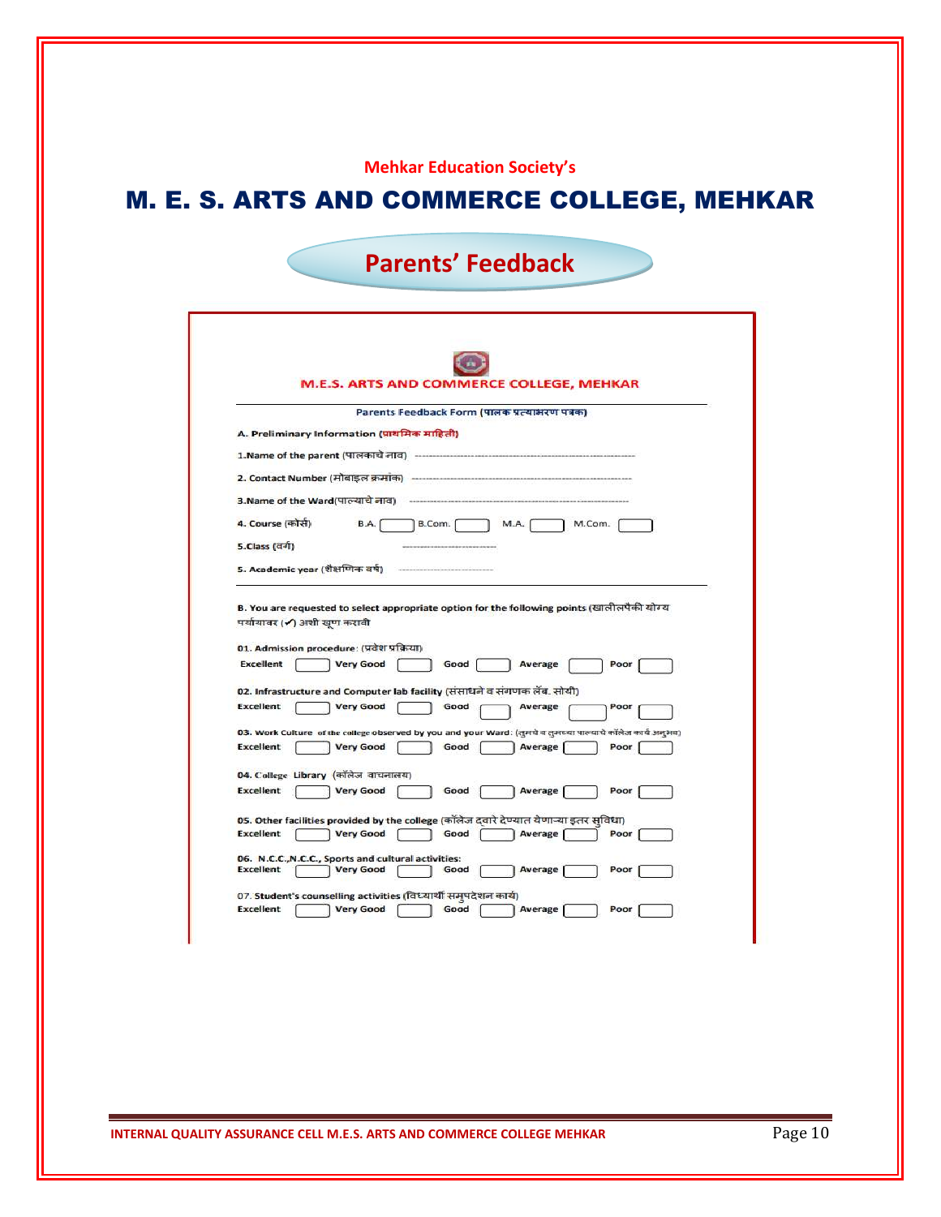**Mehkar Education Society's**

# M. E. S. ARTS AND COMMERCE COLLEGE, MEHKAR

## Parents' Feedback

**M.E.S. ARTS AND COMMERCE COLLEGE, MEHKAR**

**Parents Feedback Form (पालक प्रत्याभरण पत्रक)**

**A. Preliminary Information (प्राथमिक माहिती)**

1.Name of the parent (पालकाचे नाव) ------------------------------------------------

2. Contact Number (मोबाइल क्रमांक) ------------------------------------------------

3.Name of the Ward(पाल्याचे नाव) ------------------------------------------------

4. Course (कोर्स) B.A. ☐ B.Com. ☐ M.A. ☐ M.Com. ☐

5.Class (वर्ग) ----------------------------

5. Academic year (शैक्षणिक वर्ष) ----------------------------

**B. You are requested to select appropriate option for the following points (खालीलपैकी योग्य पर्यायावर (✓) अशी खूण करावी**

**01. Admission procedure: (प्रवेश प्रक्रिया)**

Excellent ☐ Very Good ☐ Good ☐ Average ☐ Poor ☐

**02. Infrastructure and Computer lab facility (संसाधने व संगणक लॅब. सोयी)**

Excellent ☐ Very Good ☐ Good ☐ Average ☐ Poor ☐

**03. Work Culture of the college observed by you and your Ward: (तुमचे व तुमच्या पाल्याचे कॉलेज कार्य अनुभव)**

Excellent ☐ Very Good ☐ Good ☐ Average ☐ Poor ☐

**04. College Library (कॉलेज वाचनालय)**

Excellent ☐ Very Good ☐ Good ☐ Average ☐ Poor ☐

**05. Other facilities provided by the college (कॉलेज द्वारे देण्यात येणाऱ्या इतर सुविधा)**

Excellent ☐ Very Good ☐ Good ☐ Average ☐ Poor ☐

**06. N.C.C.,N.C.C., Sports and cultural activities:**

Excellent ☐ Very Good ☐ Good ☐ Average ☐ Poor ☐

**07. Student's counselling activities (विध्यार्थी समुपदेशन कार्य)**

Excellent ☐ Very Good ☐ Good ☐ Average ☐ Poor ☐

INTERNAL QUALITY ASSURANCE CELL M.E.S. ARTS AND COMMERCE COLLEGE MEHKAR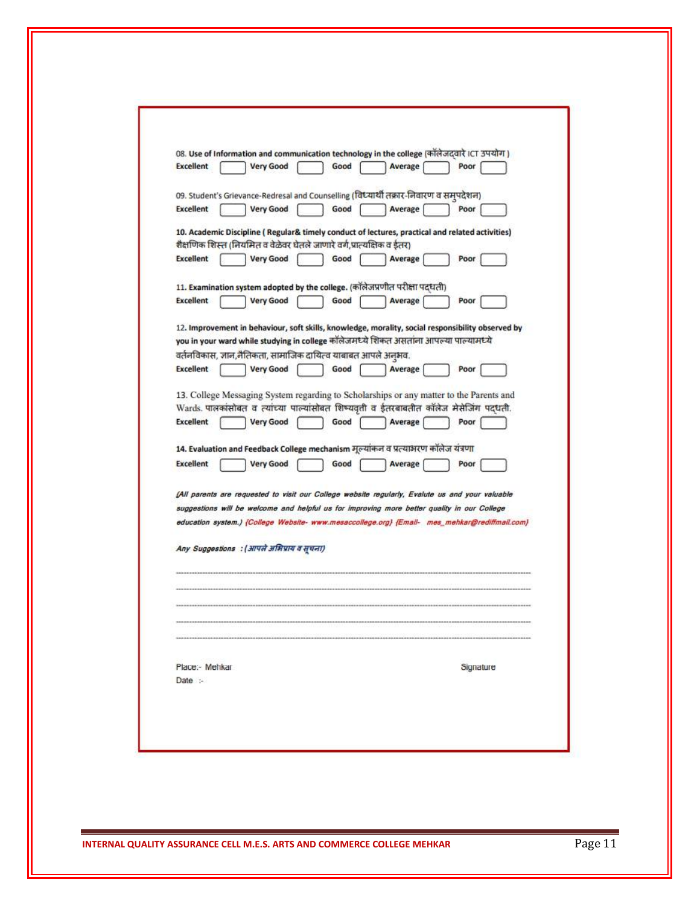08. **Use of Information and communication technology in the college** (कॉलेजद्वारे ICT उपयोग )

**Excellent** [ ] **Very Good** [ ] **Good** [ ] **Average** [ ] **Poor** [ ]

09. Student's Grievance-Redresal and Counselling (विद्यार्थी तक्रार-निवारण व समुपदेशन)

**Excellent** [ ] **Very Good** [ ] **Good** [ ] **Average** [ ] **Poor** [ ]

10. **Academic Discipline ( Regular& timely conduct of lectures, practical and related activities)** शैक्षणिक शिस्त (नियमित व वेळेवर घेतले जाणारे वर्ग,प्रात्यक्षिक व ईतर)

**Excellent** [ ] **Very Good** [ ] **Good** [ ] **Average** [ ] **Poor** [ ]

11. **Examination system adopted by the college.** (कॉलेजप्रणीत परीक्षा पद्धती)

**Excellent** [ ] **Very Good** [ ] **Good** [ ] **Average** [ ] **Poor** [ ]

12. **Improvement in behaviour, soft skills, knowledge, morality, social responsibility observed by you in your ward while studying in college** कॉलेजमध्ये शिकत असतांना आपल्या पाल्यामध्ये वर्तनविकास, ज्ञान,नैतिकता, सामाजिक दायित्व याबाबत आपले अनुभव.

**Excellent** [ ] **Very Good** [ ] **Good** [ ] **Average** [ ] **Poor** [ ]

13. College Messaging System regarding to Scholarships or any matter to the Parents and Wards. पालकांसोबत व त्यांच्या पाल्यांसोबत शिष्यवृती व ईतरबाबतीत कॉलेज मेसेजिंग पद्धती.

**Excellent** [ ] **Very Good** [ ] **Good** [ ] **Average** [ ] **Poor** [ ]

14. **Evaluation and Feedback College mechanism** मूल्यांकन व प्रत्याभरण कॉलेज यंत्रणा

**Excellent** [ ] **Very Good** [ ] **Good** [ ] **Average** [ ] **Poor** [ ]

***(All parents are requested to visit our College website regularly, Evalute us and your valuable suggestions will be welcome and helpful us for improving more better quality in our College education system.)*** *{College Website- www.mesaccollege.org} {Email- mes_mehkar@rediffmail.com}*

***Any Suggestions :*** *(आपले अभिप्राय व सूचना)*

------------------------------------------------------------------------------------------------

------------------------------------------------------------------------------------------------

------------------------------------------------------------------------------------------------

------------------------------------------------------------------------------------------------

------------------------------------------------------------------------------------------------

Place:- Mehkar

Date :-

Signature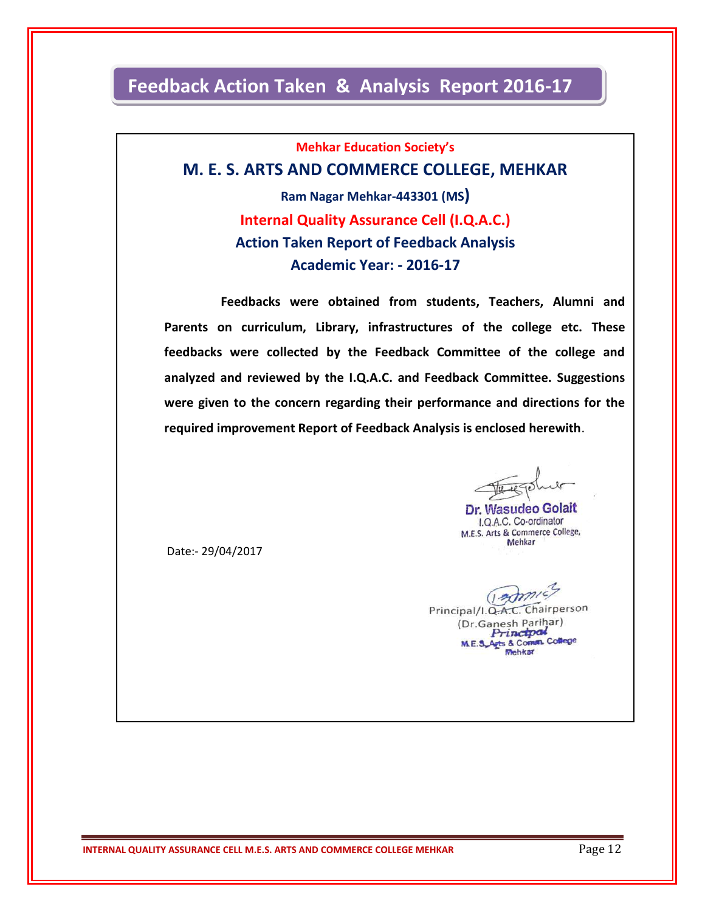# Feedback Action Taken & Analysis Report 2016-17

**Mehkar Education Society's**

## M. E. S. ARTS AND COMMERCE COLLEGE, MEHKAR

**Ram Nagar Mehkar-443301 (MS)**

**Internal Quality Assurance Cell (I.Q.A.C.)**

**Action Taken Report of Feedback Analysis**

**Academic Year: - 2016-17**

**Feedbacks were obtained from students, Teachers, Alumni and Parents on curriculum, Library, infrastructures of the college etc. These feedbacks were collected by the Feedback Committee of the college and analyzed and reviewed by the I.Q.A.C. and Feedback Committee. Suggestions were given to the concern regarding their performance and directions for the required improvement Report of Feedback Analysis is enclosed herewith.**

Dr. Wasudeo Golait
I.Q.A.C. Co-ordinator
M.E.S. Arts & Commerce College,
Mehkar

Date:- 29/04/2017

Principal/I.Q.A.C. Chairperson
(Dr.Ganesh Parihar)
Principal
M.E.S. Arts & Comm. College
Mehkar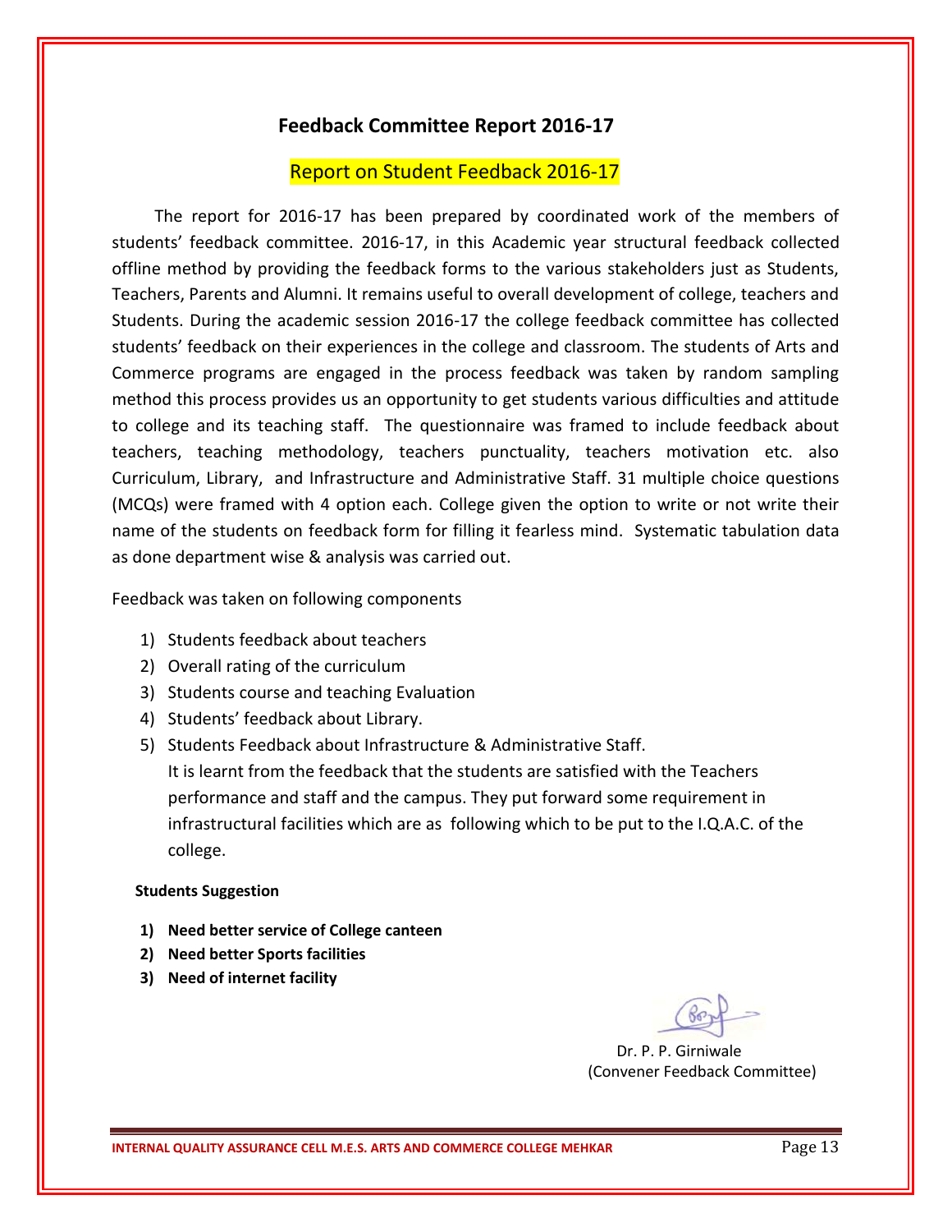## Feedback Committee Report 2016-17

### Report on Student Feedback 2016-17

The report for 2016-17 has been prepared by coordinated work of the members of students' feedback committee. 2016-17, in this Academic year structural feedback collected offline method by providing the feedback forms to the various stakeholders just as Students, Teachers, Parents and Alumni. It remains useful to overall development of college, teachers and Students. During the academic session 2016-17 the college feedback committee has collected students' feedback on their experiences in the college and classroom. The students of Arts and Commerce programs are engaged in the process feedback was taken by random sampling method this process provides us an opportunity to get students various difficulties and attitude to college and its teaching staff. The questionnaire was framed to include feedback about teachers, teaching methodology, teachers punctuality, teachers motivation etc. also Curriculum, Library, and Infrastructure and Administrative Staff. 31 multiple choice questions (MCQs) were framed with 4 option each. College given the option to write or not write their name of the students on feedback form for filling it fearless mind. Systematic tabulation data as done department wise & analysis was carried out.

Feedback was taken on following components

1) Students feedback about teachers
2) Overall rating of the curriculum
3) Students course and teaching Evaluation
4) Students' feedback about Library.
5) Students Feedback about Infrastructure & Administrative Staff.

   It is learnt from the feedback that the students are satisfied with the Teachers performance and staff and the campus. They put forward some requirement in infrastructural facilities which are as following which to be put to the I.Q.A.C. of the college.

**Students Suggestion**

1) **Need better service of College canteen**
2) **Need better Sports facilities**
3) **Need of internet facility**

Dr. P. P. Girniwale
(Convener Feedback Committee)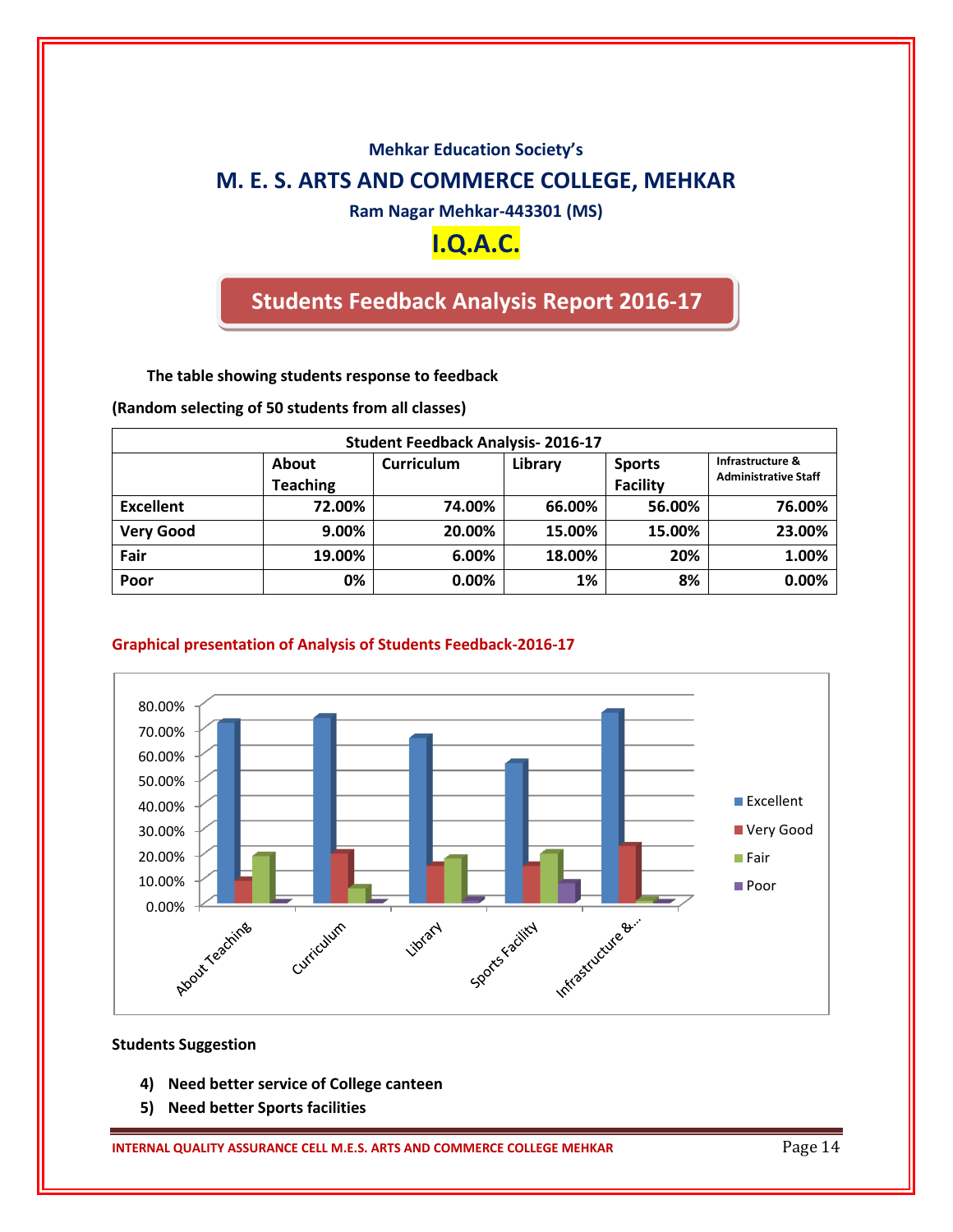Mehkar Education Society's

# M. E. S. ARTS AND COMMERCE COLLEGE, MEHKAR

Ram Nagar Mehkar-443301 (MS)

## I.Q.A.C.

## Students Feedback Analysis Report 2016-17

**The table showing students response to feedback**

**(Random selecting of 50 students from all classes)**

| Student Feedback Analysis- 2016-17 | | | | | |
|---|---|---|---|---|---|
| | About Teaching | Curriculum | Library | Sports Facility | Infrastructure & Administrative Staff |
| **Excellent** | 72.00% | 74.00% | 66.00% | 56.00% | 76.00% |
| **Very Good** | 9.00% | 20.00% | 15.00% | 15.00% | 23.00% |
| **Fair** | 19.00% | 6.00% | 18.00% | 20% | 1.00% |
| **Poor** | 0% | 0.00% | 1% | 8% | 0.00% |

**Graphical presentation of Analysis of Students Feedback-2016-17**

**Students Suggestion**

4) **Need better service of College canteen**
5) **Need better Sports facilities**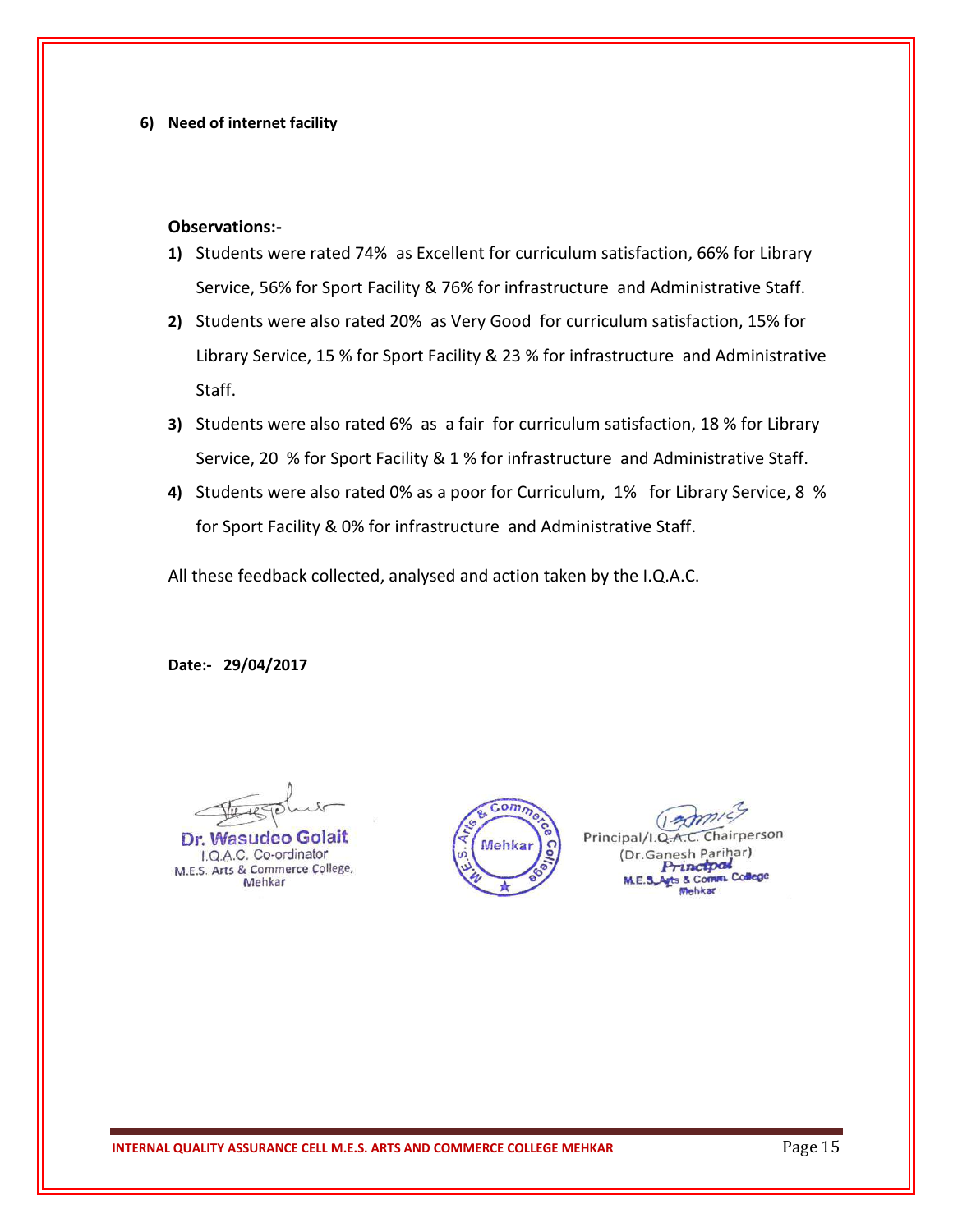**6) Need of internet facility**

**Observations:-**

1) Students were rated 74% as Excellent for curriculum satisfaction, 66% for Library Service, 56% for Sport Facility & 76% for infrastructure and Administrative Staff.
2) Students were also rated 20% as Very Good for curriculum satisfaction, 15% for Library Service, 15 % for Sport Facility & 23 % for infrastructure and Administrative Staff.
3) Students were also rated 6% as a fair for curriculum satisfaction, 18 % for Library Service, 20 % for Sport Facility & 1 % for infrastructure and Administrative Staff.
4) Students were also rated 0% as a poor for Curriculum, 1% for Library Service, 8 % for Sport Facility & 0% for infrastructure and Administrative Staff.

All these feedback collected, analysed and action taken by the I.Q.A.C.

**Date:- 29/04/2017**

Dr. Wasudeo Golait
I.Q.A.C. Co-ordinator
M.E.S. Arts & Commerce College,
Mehkar

Principal/I.Q.A.C. Chairperson
(Dr.Ganesh Parihar)
Principal
M.E.S. Arts & Comm. College
Mehkar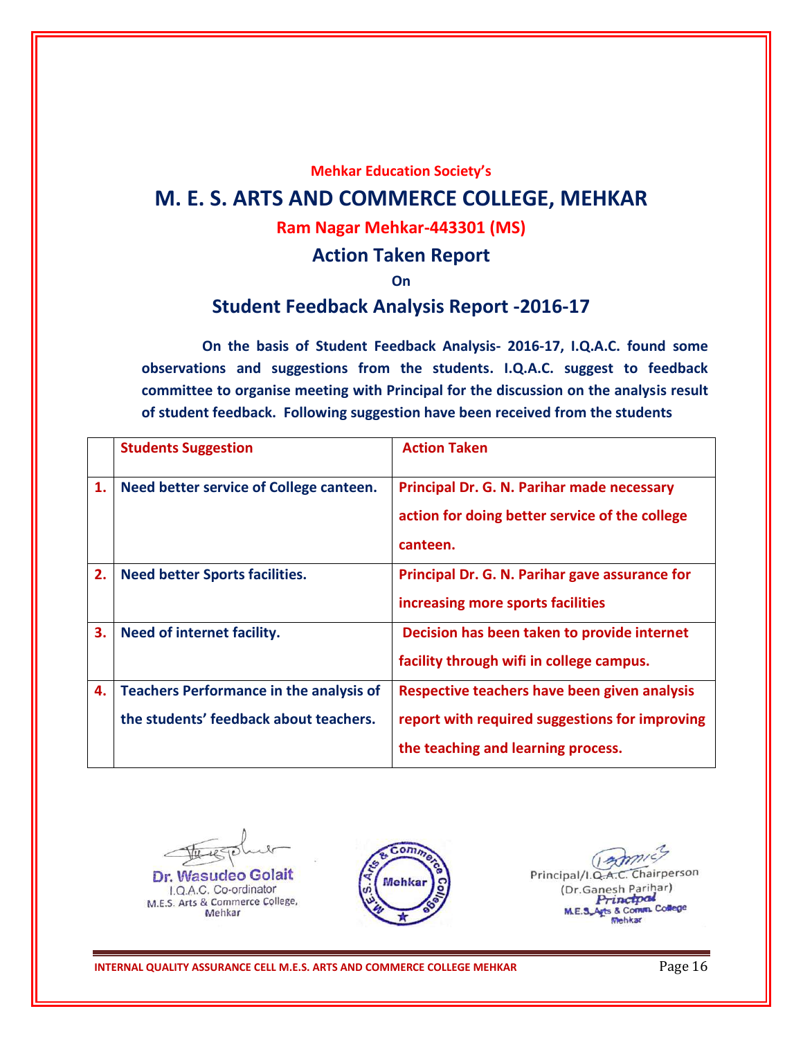**Mehkar Education Society's**

# M. E. S. ARTS AND COMMERCE COLLEGE, MEHKAR

**Ram Nagar Mehkar-443301 (MS)**

## Action Taken Report

**On**

## Student Feedback Analysis Report -2016-17

**On the basis of Student Feedback Analysis- 2016-17, I.Q.A.C. found some observations and suggestions from the students. I.Q.A.C. suggest to feedback committee to organise meeting with Principal for the discussion on the analysis result of student feedback. Following suggestion have been received from the students**

| | Students Suggestion | Action Taken |
|---|---|---|
| 1. | Need better service of College canteen. | Principal Dr. G. N. Parihar made necessary action for doing better service of the college canteen. |
| 2. | Need better Sports facilities. | Principal Dr. G. N. Parihar gave assurance for increasing more sports facilities |
| 3. | Need of internet facility. | Decision has been taken to provide internet facility through wifi in college campus. |
| 4. | Teachers Performance in the analysis of the students' feedback about teachers. | Respective teachers have been given analysis report with required suggestions for improving the teaching and learning process. |

Dr. Wasudeo Golait
I.Q.A.C. Co-ordinator
M.E.S. Arts & Commerce College,
Mehkar

Principal/I.Q.A.C. Chairperson
(Dr.Ganesh Parihar)
Principal
M.E.S. Arts & Comm. College
Mehkar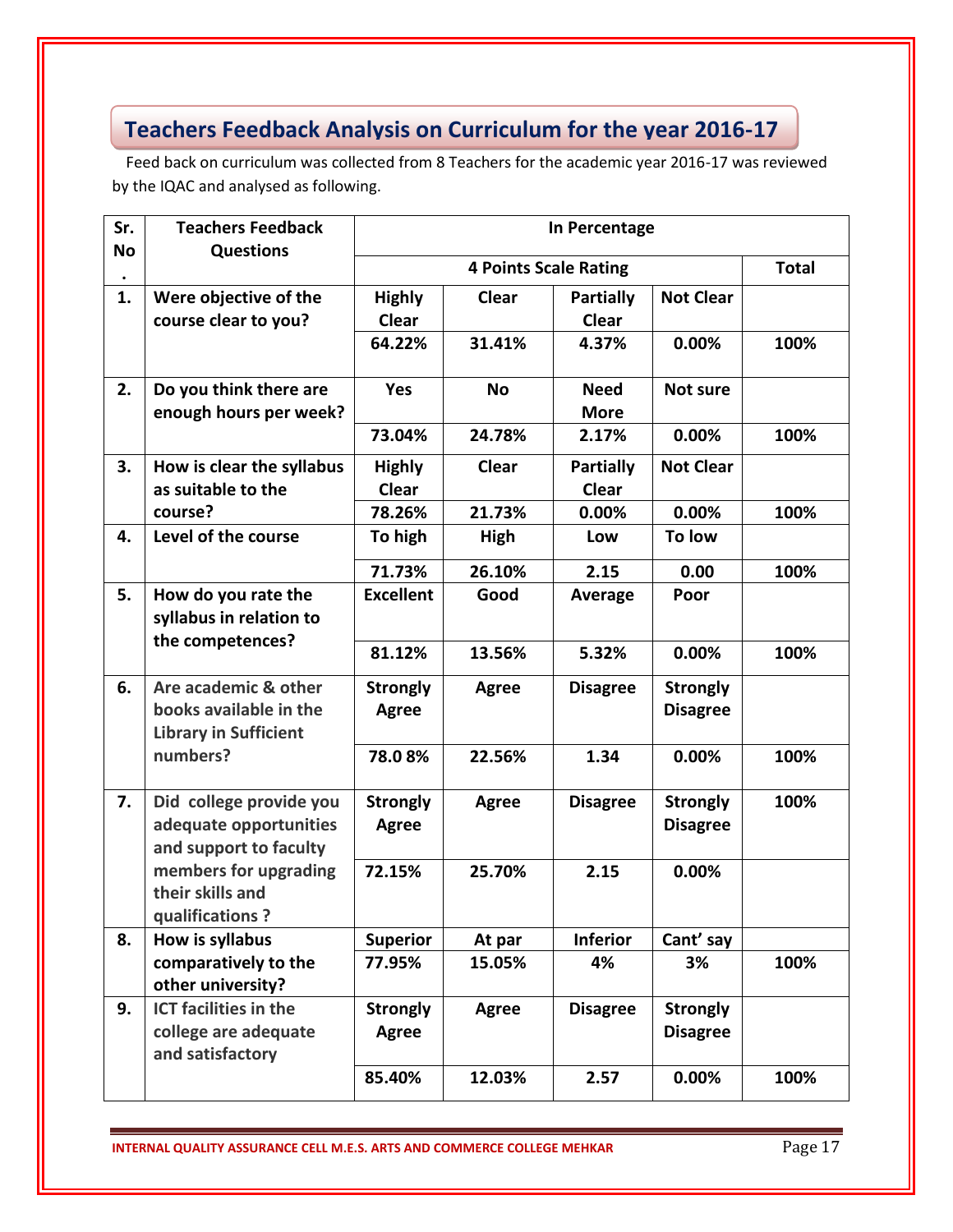## Teachers Feedback Analysis on Curriculum for the year 2016-17

Feed back on curriculum was collected from 8 Teachers for the academic year 2016-17 was reviewed by the IQAC and analysed as following.

| Sr. No. | Teachers Feedback Questions | In Percentage | | | | |
|---|---|---|---|---|---|---|
| | | 4 Points Scale Rating | | | | Total |
| 1. | Were objective of the course clear to you? | Highly Clear | Clear | Partially Clear | Not Clear | |
| | | 64.22% | 31.41% | 4.37% | 0.00% | 100% |
| 2. | Do you think there are enough hours per week? | Yes | No | Need More | Not sure | |
| | | 73.04% | 24.78% | 2.17% | 0.00% | 100% |
| 3. | How is clear the syllabus as suitable to the course? | Highly Clear | Clear | Partially Clear | Not Clear | |
| | | 78.26% | 21.73% | 0.00% | 0.00% | 100% |
| 4. | Level of the course | To high | High | Low | To low | |
| | | 71.73% | 26.10% | 2.15 | 0.00 | 100% |
| 5. | How do you rate the syllabus in relation to the competences? | Excellent | Good | Average | Poor | |
| | | 81.12% | 13.56% | 5.32% | 0.00% | 100% |
| 6. | Are academic & other books available in the Library in Sufficient numbers? | Strongly Agree | Agree | Disagree | Strongly Disagree | |
| | | 78.0 8% | 22.56% | 1.34 | 0.00% | 100% |
| 7. | Did college provide you adequate opportunities and support to faculty members for upgrading their skills and qualifications ? | Strongly Agree | Agree | Disagree | Strongly Disagree | 100% |
| | | 72.15% | 25.70% | 2.15 | 0.00% | |
| 8. | How is syllabus comparatively to the other university? | Superior | At par | Inferior | Cant' say | |
| | | 77.95% | 15.05% | 4% | 3% | 100% |
| 9. | ICT facilities in the college are adequate and satisfactory | Strongly Agree | Agree | Disagree | Strongly Disagree | |
| | | 85.40% | 12.03% | 2.57 | 0.00% | 100% |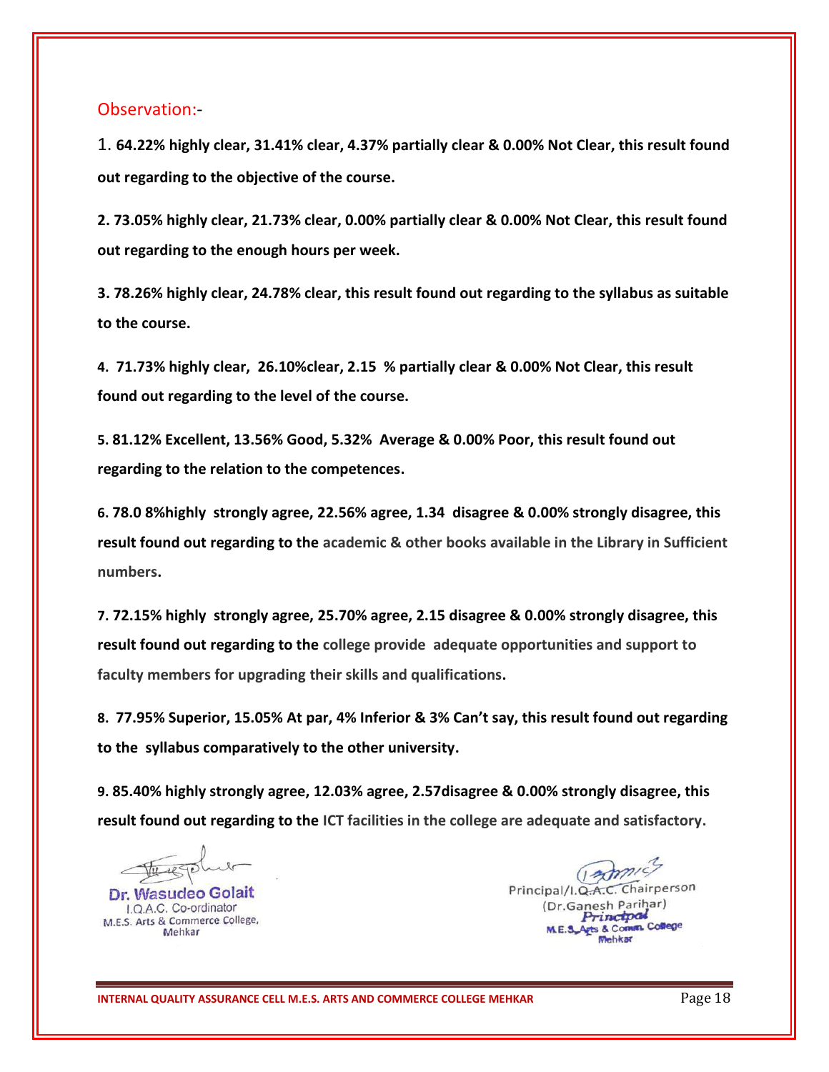Observation:-

1. **64.22% highly clear, 31.41% clear, 4.37% partially clear & 0.00% Not Clear, this result found out regarding to the objective of the course.**

**2. 73.05% highly clear, 21.73% clear, 0.00% partially clear & 0.00% Not Clear, this result found out regarding to the enough hours per week.**

**3. 78.26% highly clear, 24.78% clear, this result found out regarding to the syllabus as suitable to the course.**

**4. 71.73% highly clear, 26.10%clear, 2.15 % partially clear & 0.00% Not Clear, this result found out regarding to the level of the course.**

**5. 81.12% Excellent, 13.56% Good, 5.32% Average & 0.00% Poor, this result found out regarding to the relation to the competences.**

**6. 78.0 8%highly strongly agree, 22.56% agree, 1.34 disagree & 0.00% strongly disagree, this result found out regarding to the academic & other books available in the Library in Sufficient numbers.**

**7. 72.15% highly strongly agree, 25.70% agree, 2.15 disagree & 0.00% strongly disagree, this result found out regarding to the college provide adequate opportunities and support to faculty members for upgrading their skills and qualifications.**

**8. 77.95% Superior, 15.05% At par, 4% Inferior & 3% Can't say, this result found out regarding to the syllabus comparatively to the other university.**

**9. 85.40% highly strongly agree, 12.03% agree, 2.57disagree & 0.00% strongly disagree, this result found out regarding to the ICT facilities in the college are adequate and satisfactory.**

Dr. Wasudeo Golait
I.Q.A.C. Co-ordinator
M.E.S. Arts & Commerce College,
Mehkar

Principal/I.Q.A.C. Chairperson
(Dr.Ganesh Parihar)
Principal
M.E.S. Arts & Comm. College
Mehkar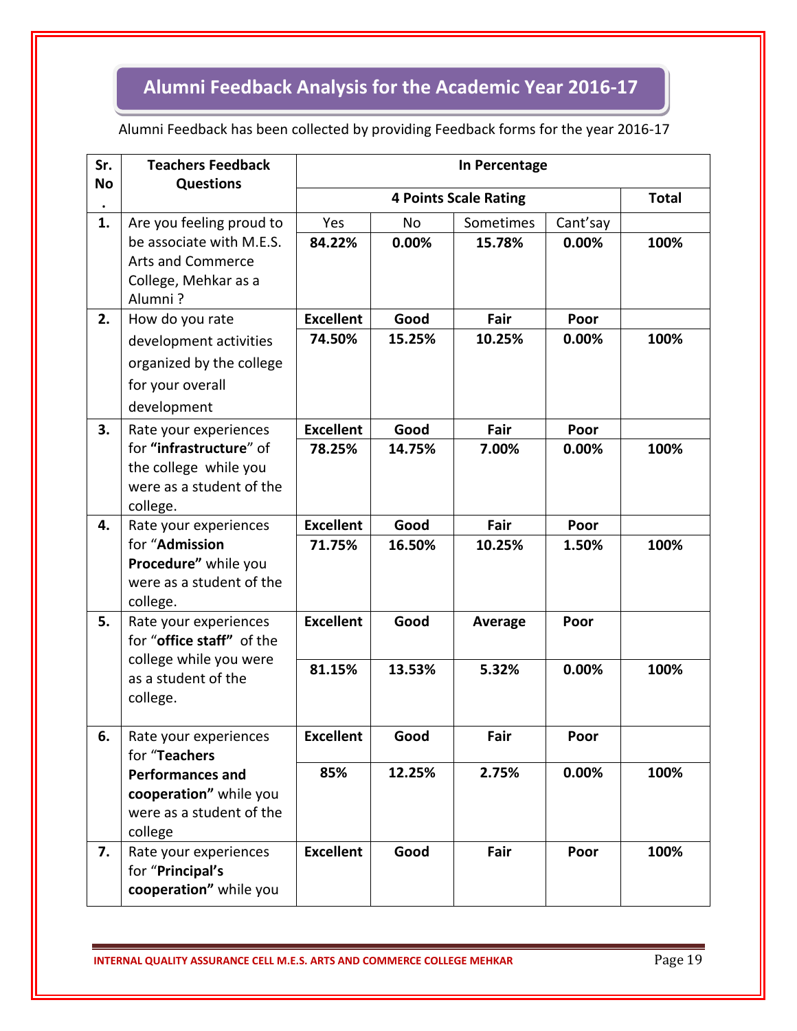# Alumni Feedback Analysis for the Academic Year 2016-17

Alumni Feedback has been collected by providing Feedback forms for the year 2016-17

| Sr. No. | Teachers Feedback Questions | In Percentage | | | | |
|---|---|---|---|---|---|---|
| | | 4 Points Scale Rating | | | | Total |
| 1. | Are you feeling proud to be associate with M.E.S. Arts and Commerce College, Mehkar as a Alumni ? | Yes | No | Sometimes | Cant'say | |
| | | **84.22%** | **0.00%** | **15.78%** | **0.00%** | **100%** |
| 2. | How do you rate development activities organized by the college for your overall development | **Excellent** | **Good** | **Fair** | **Poor** | |
| | | **74.50%** | **15.25%** | **10.25%** | **0.00%** | **100%** |
| 3. | Rate your experiences for **"infrastructure**" of the college while you were as a student of the college. | **Excellent** | **Good** | **Fair** | **Poor** | |
| | | **78.25%** | **14.75%** | **7.00%** | **0.00%** | **100%** |
| 4. | Rate your experiences for "**Admission Procedure"** while you were as a student of the college. | **Excellent** | **Good** | **Fair** | **Poor** | |
| | | **71.75%** | **16.50%** | **10.25%** | **1.50%** | **100%** |
| 5. | Rate your experiences for "**office staff"** of the college while you were as a student of the college. | **Excellent** | **Good** | **Average** | **Poor** | |
| | | **81.15%** | **13.53%** | **5.32%** | **0.00%** | **100%** |
| 6. | Rate your experiences for "**Teachers Performances and cooperation"** while you were as a student of the college | **Excellent** | **Good** | **Fair** | **Poor** | |
| | | **85%** | **12.25%** | **2.75%** | **0.00%** | **100%** |
| 7. | Rate your experiences for "**Principal's cooperation"** while you | **Excellent** | **Good** | **Fair** | **Poor** | **100%** |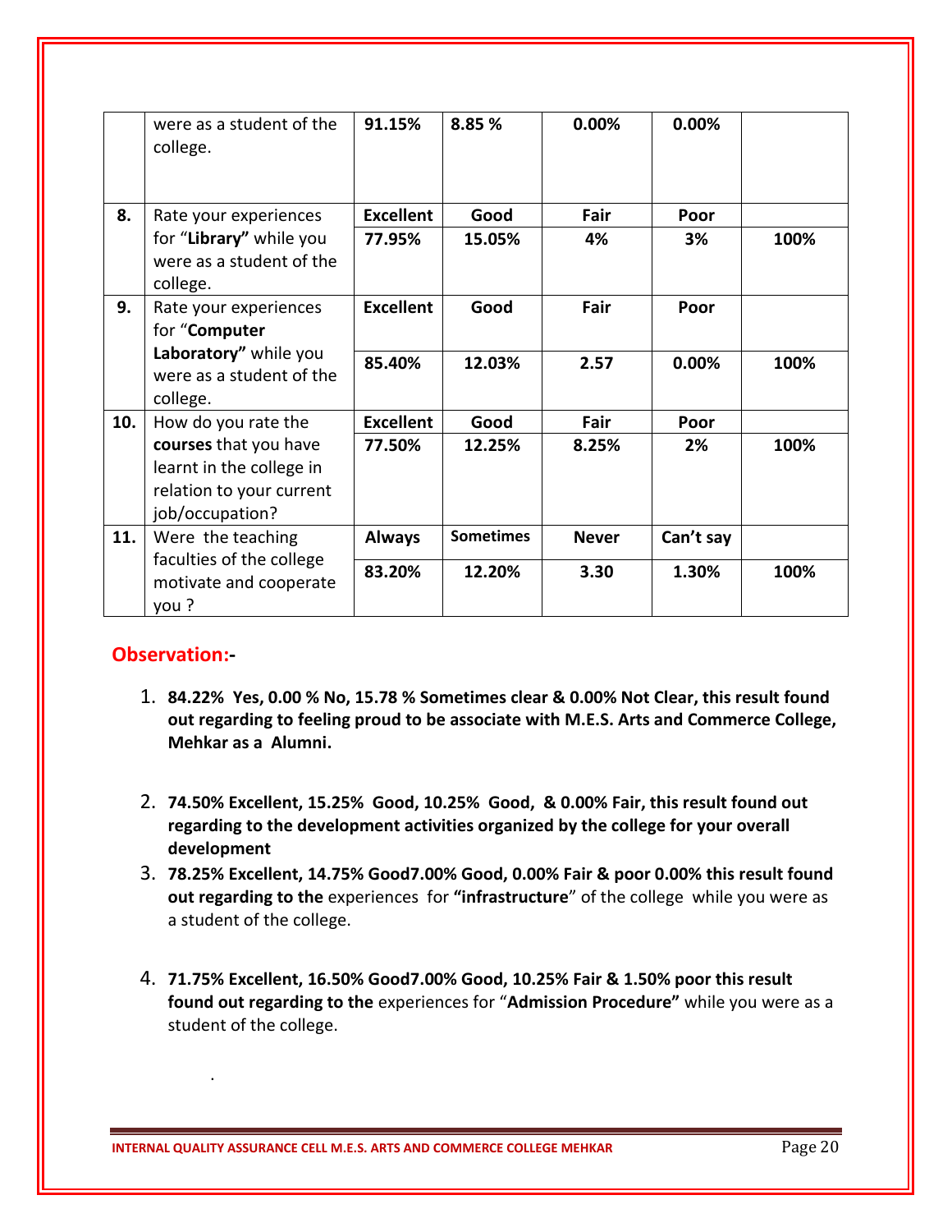| | were as a student of the college. | 91.15% | 8.85 % | 0.00% | 0.00% | |
|---|---|---|---|---|---|---|
| **8.** | Rate your experiences for "**Library"** while you were as a student of the college. | **Excellent** | **Good** | **Fair** | **Poor** | |
| | | **77.95%** | **15.05%** | **4%** | **3%** | **100%** |
| **9.** | Rate your experiences for "**Computer Laboratory"** while you were as a student of the college. | **Excellent** | **Good** | **Fair** | **Poor** | |
| | | **85.40%** | **12.03%** | **2.57** | **0.00%** | **100%** |
| **10.** | How do you rate the **courses** that you have learnt in the college in relation to your current job/occupation? | **Excellent** | **Good** | **Fair** | **Poor** | |
| | | **77.50%** | **12.25%** | **8.25%** | **2%** | **100%** |
| **11.** | Were the teaching faculties of the college motivate and cooperate you ? | **Always** | **Sometimes** | **Never** | **Can't say** | |
| | | **83.20%** | **12.20%** | **3.30** | **1.30%** | **100%** |

## Observation:-

1. **84.22% Yes, 0.00 % No, 15.78 % Sometimes clear & 0.00% Not Clear, this result found out regarding to feeling proud to be associate with M.E.S. Arts and Commerce College, Mehkar as a Alumni.**

2. **74.50% Excellent, 15.25% Good, 10.25% Good, & 0.00% Fair, this result found out regarding to the development activities organized by the college for your overall development**

3. **78.25% Excellent, 14.75% Good7.00% Good, 0.00% Fair & poor 0.00% this result found out regarding to the** experiences for **"infrastructure"** of the college while you were as a student of the college.

4. **71.75% Excellent, 16.50% Good7.00% Good, 10.25% Fair & 1.50% poor this result found out regarding to the** experiences for "**Admission Procedure"** while you were as a student of the college.

.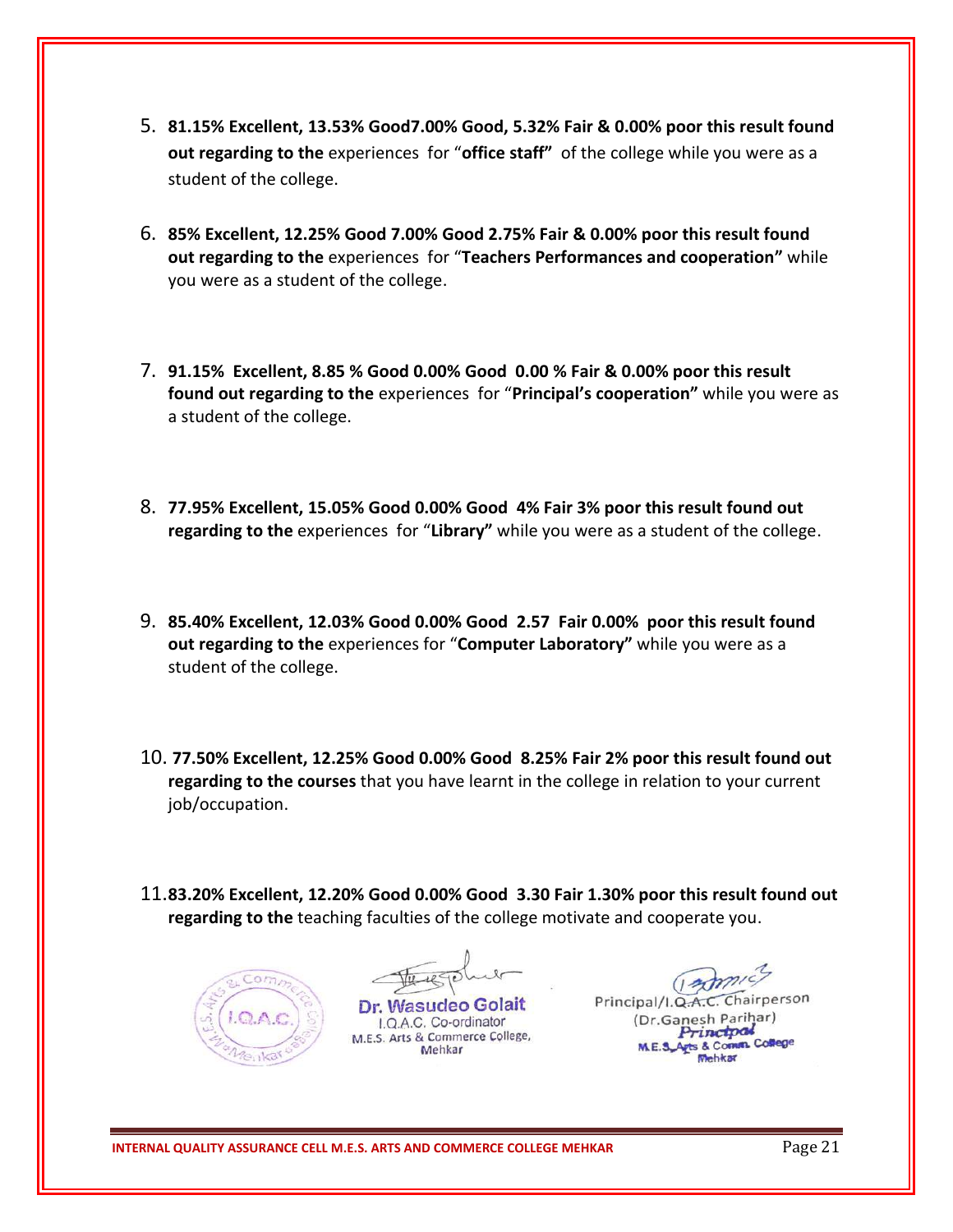5. **81.15% Excellent, 13.53% Good7.00% Good, 5.32% Fair & 0.00% poor this result found out regarding to the** experiences for "**office staff"** of the college while you were as a student of the college.

6. **85% Excellent, 12.25% Good 7.00% Good 2.75% Fair & 0.00% poor this result found out regarding to the** experiences for "**Teachers Performances and cooperation"** while you were as a student of the college.

7. **91.15% Excellent, 8.85 % Good 0.00% Good 0.00 % Fair & 0.00% poor this result found out regarding to the** experiences for "**Principal's cooperation"** while you were as a student of the college.

8. **77.95% Excellent, 15.05% Good 0.00% Good 4% Fair 3% poor this result found out regarding to the** experiences for "**Library"** while you were as a student of the college.

9. **85.40% Excellent, 12.03% Good 0.00% Good 2.57 Fair 0.00% poor this result found out regarding to the** experiences for "**Computer Laboratory"** while you were as a student of the college.

10. **77.50% Excellent, 12.25% Good 0.00% Good 8.25% Fair 2% poor this result found out regarding to the courses** that you have learnt in the college in relation to your current job/occupation.

11. **83.20% Excellent, 12.20% Good 0.00% Good 3.30 Fair 1.30% poor this result found out regarding to the** teaching faculties of the college motivate and cooperate you.

I.Q.A.C. M.E.S. Arts & Commerce College Mehkar

Dr. Wasudeo Golait
I.Q.A.C. Co-ordinator
M.E.S. Arts & Commerce College,
Mehkar

Principal/I.Q.A.C. Chairperson
(Dr.Ganesh Parihar)
Principal
M.E.S. Arts & Comm. College
Mehkar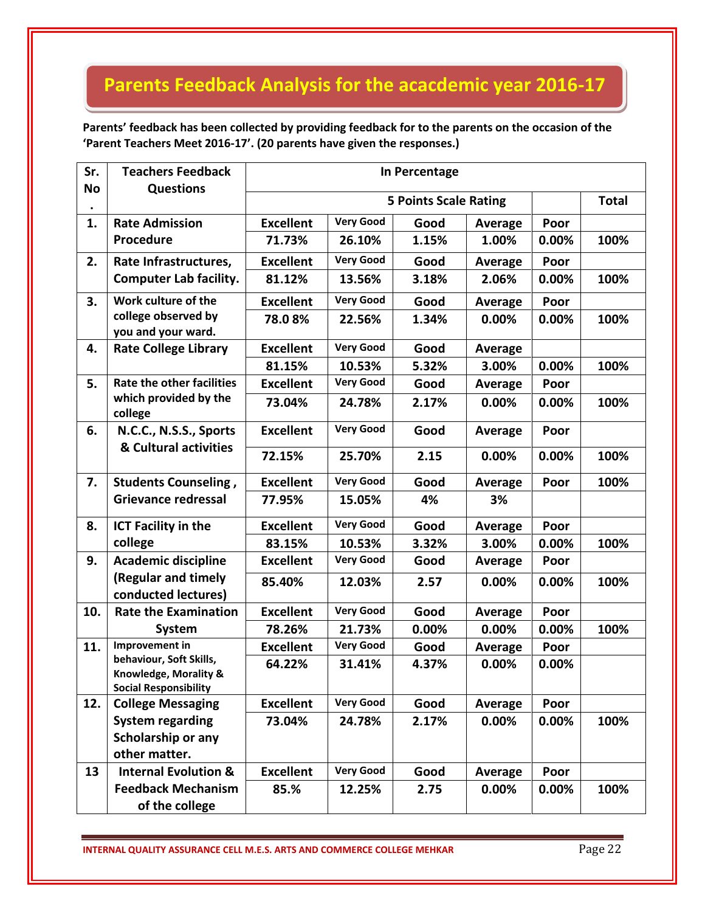# Parents Feedback Analysis for the acacdemic year 2016-17

**Parents' feedback has been collected by providing feedback for to the parents on the occasion of the 'Parent Teachers Meet 2016-17'. (20 parents have given the responses.)**

| Sr. No. | Teachers Feedback Questions | In Percentage | | | | | |
|---|---|---|---|---|---|---|---|
| | | 5 Points Scale Rating | | | | | Total |
| 1. | Rate Admission Procedure | Excellent | Very Good | Good | Average | Poor | |
| | | 71.73% | 26.10% | 1.15% | 1.00% | 0.00% | 100% |
| 2. | Rate Infrastructures, Computer Lab facility. | Excellent | Very Good | Good | Average | Poor | |
| | | 81.12% | 13.56% | 3.18% | 2.06% | 0.00% | 100% |
| 3. | Work culture of the college observed by you and your ward. | Excellent | Very Good | Good | Average | Poor | |
| | | 78.0 8% | 22.56% | 1.34% | 0.00% | 0.00% | 100% |
| 4. | Rate College Library | Excellent | Very Good | Good | Average | | |
| | | 81.15% | 10.53% | 5.32% | 3.00% | 0.00% | 100% |
| 5. | Rate the other facilities which provided by the college | Excellent | Very Good | Good | Average | Poor | |
| | | 73.04% | 24.78% | 2.17% | 0.00% | 0.00% | 100% |
| 6. | N.C.C., N.S.S., Sports & Cultural activities | Excellent | Very Good | Good | Average | Poor | |
| | | 72.15% | 25.70% | 2.15 | 0.00% | 0.00% | 100% |
| 7. | Students Counseling , Grievance redressal | Excellent | Very Good | Good | Average | Poor | 100% |
| | | 77.95% | 15.05% | 4% | 3% | | |
| 8. | ICT Facility in the college | Excellent | Very Good | Good | Average | Poor | |
| | | 83.15% | 10.53% | 3.32% | 3.00% | 0.00% | 100% |
| 9. | Academic discipline (Regular and timely conducted lectures) | Excellent | Very Good | Good | Average | Poor | |
| | | 85.40% | 12.03% | 2.57 | 0.00% | 0.00% | 100% |
| 10. | Rate the Examination System | Excellent | Very Good | Good | Average | Poor | |
| | | 78.26% | 21.73% | 0.00% | 0.00% | 0.00% | 100% |
| 11. | Improvement in behaviour, Soft Skills, Knowledge, Morality & Social Responsibility | Excellent | Very Good | Good | Average | Poor | |
| | | 64.22% | 31.41% | 4.37% | 0.00% | 0.00% | |
| 12. | College Messaging System regarding Scholarship or any other matter. | Excellent | Very Good | Good | Average | Poor | |
| | | 73.04% | 24.78% | 2.17% | 0.00% | 0.00% | 100% |
| 13 | Internal Evolution & Feedback Mechanism of the college | Excellent | Very Good | Good | Average | Poor | |
| | | 85.% | 12.25% | 2.75 | 0.00% | 0.00% | 100% |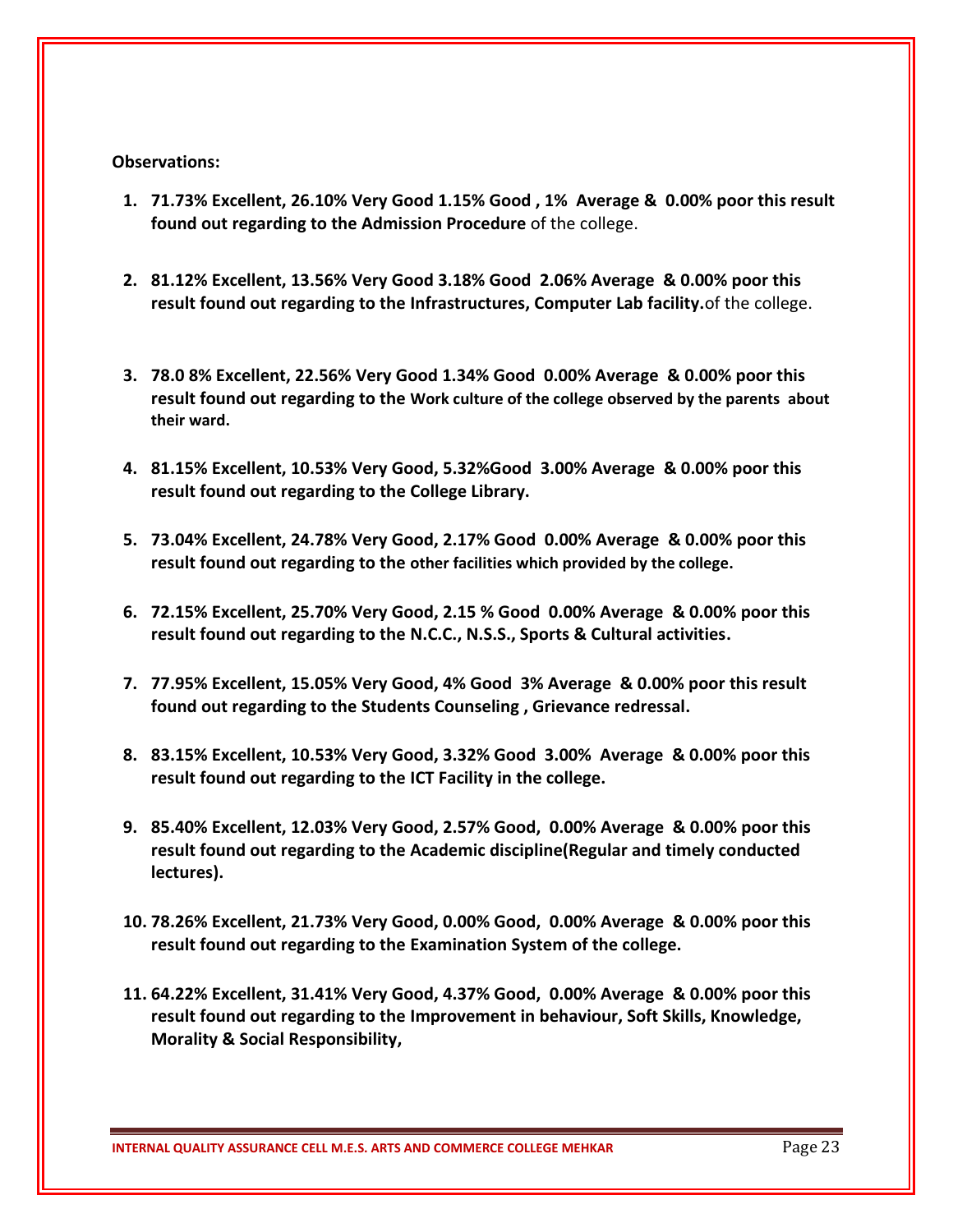**Observations:**

1. **71.73% Excellent, 26.10% Very Good 1.15% Good , 1% Average & 0.00% poor this result found out regarding to the Admission Procedure** of the college.
2. **81.12% Excellent, 13.56% Very Good 3.18% Good 2.06% Average & 0.00% poor this result found out regarding to the Infrastructures, Computer Lab facility.**of the college.
3. **78.0 8% Excellent, 22.56% Very Good 1.34% Good 0.00% Average & 0.00% poor this result found out regarding to the Work culture of the college observed by the parents about their ward.**
4. **81.15% Excellent, 10.53% Very Good, 5.32%Good 3.00% Average & 0.00% poor this result found out regarding to the College Library.**
5. **73.04% Excellent, 24.78% Very Good, 2.17% Good 0.00% Average & 0.00% poor this result found out regarding to the other facilities which provided by the college.**
6. **72.15% Excellent, 25.70% Very Good, 2.15 % Good 0.00% Average & 0.00% poor this result found out regarding to the N.C.C., N.S.S., Sports & Cultural activities.**
7. **77.95% Excellent, 15.05% Very Good, 4% Good 3% Average & 0.00% poor this result found out regarding to the Students Counseling , Grievance redressal.**
8. **83.15% Excellent, 10.53% Very Good, 3.32% Good 3.00% Average & 0.00% poor this result found out regarding to the ICT Facility in the college.**
9. **85.40% Excellent, 12.03% Very Good, 2.57% Good, 0.00% Average & 0.00% poor this result found out regarding to the Academic discipline(Regular and timely conducted lectures).**
10. **78.26% Excellent, 21.73% Very Good, 0.00% Good, 0.00% Average & 0.00% poor this result found out regarding to the Examination System of the college.**
11. **64.22% Excellent, 31.41% Very Good, 4.37% Good, 0.00% Average & 0.00% poor this result found out regarding to the Improvement in behaviour, Soft Skills, Knowledge, Morality & Social Responsibility,**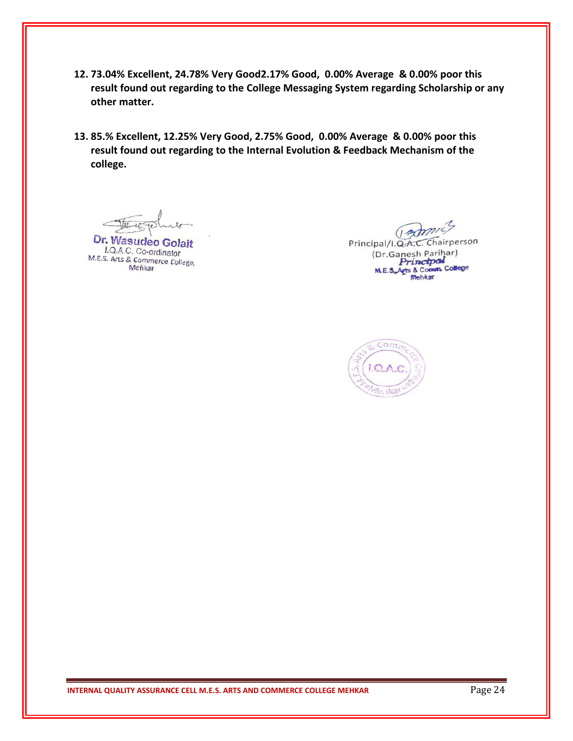12. **73.04% Excellent, 24.78% Very Good2.17% Good, 0.00% Average & 0.00% poor this result found out regarding to the College Messaging System regarding Scholarship or any other matter.**

13. **85.% Excellent, 12.25% Very Good, 2.75% Good, 0.00% Average & 0.00% poor this result found out regarding to the Internal Evolution & Feedback Mechanism of the college.**

**Dr. Wasudeo Golait**
I.Q.A.C. Co-ordinator
M.E.S. Arts & Commerce College,
Mehkar

Principal/I.Q.A.C. Chairperson
(Dr.Ganesh Parihar)
Principal
M.E.S. Arts & Comm. College
Mehkar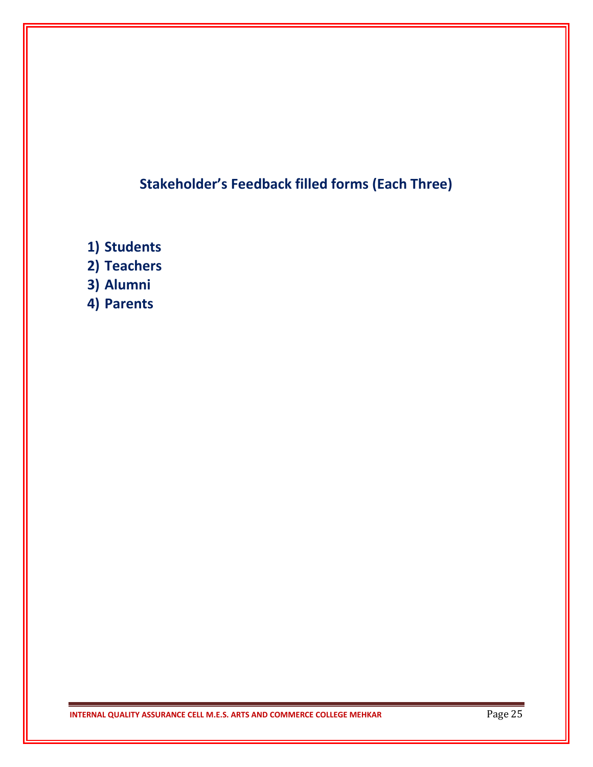## Stakeholder's Feedback filled forms (Each Three)

1) **Students**
2) **Teachers**
3) **Alumni**
4) **Parents**